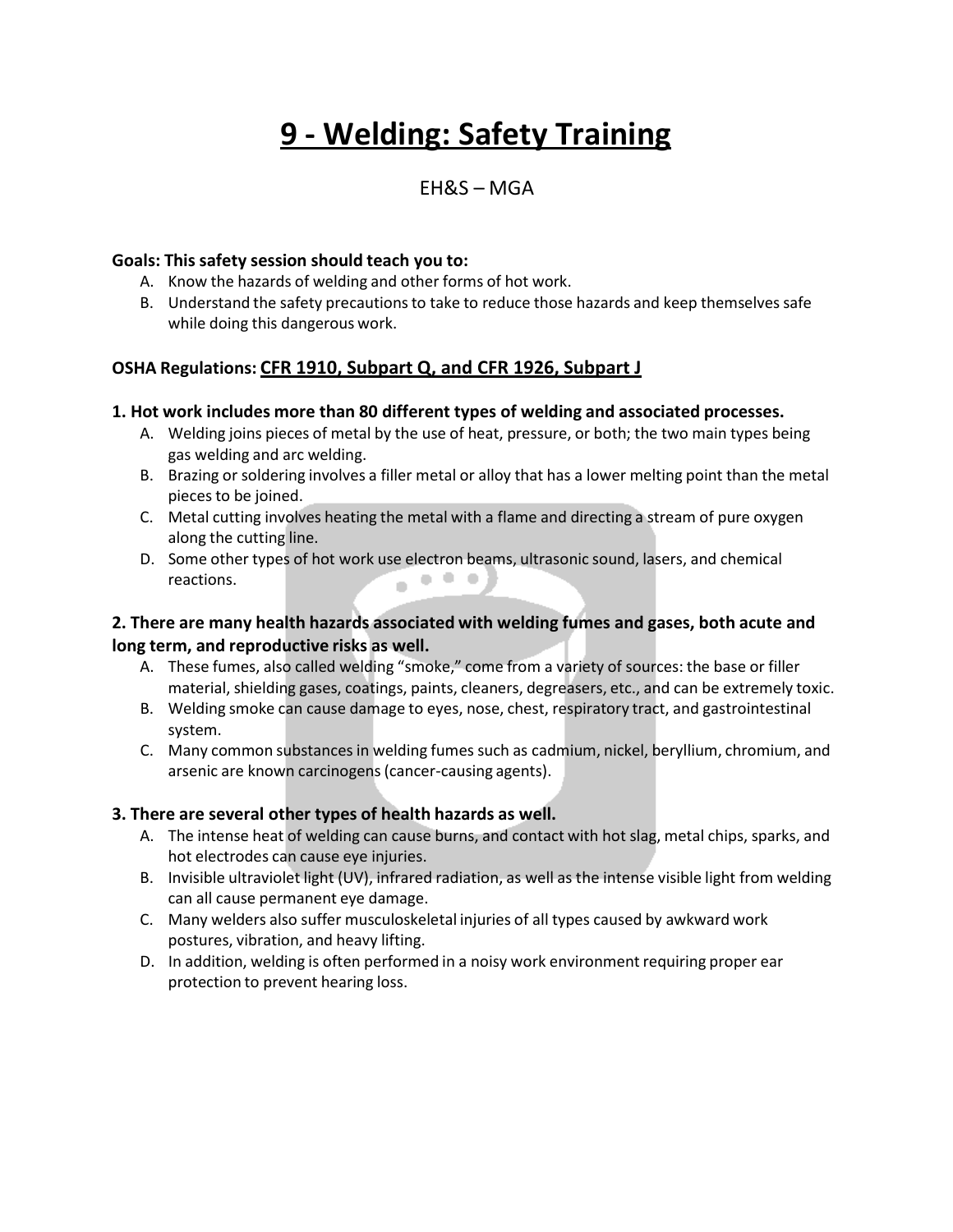# 9 - Welding: Safety Training

EH&S – MGA

**Goals: This safety session should teach you to:**

A. Know the hazards of welding and other forms of hot work.
B. Understand the safety precautions to take to reduce those hazards and keep themselves safe while doing this dangerous work.

**OSHA Regulations:** **CFR 1910, Subpart Q, and CFR 1926, Subpart J**

**1. Hot work includes more than 80 different types of welding and associated processes.**

A. Welding joins pieces of metal by the use of heat, pressure, or both; the two main types being gas welding and arc welding.
B. Brazing or soldering involves a filler metal or alloy that has a lower melting point than the metal pieces to be joined.
C. Metal cutting involves heating the metal with a flame and directing a stream of pure oxygen along the cutting line.
D. Some other types of hot work use electron beams, ultrasonic sound, lasers, and chemical reactions.

**2. There are many health hazards associated with welding fumes and gases, both acute and long term, and reproductive risks as well.**

A. These fumes, also called welding "smoke," come from a variety of sources: the base or filler material, shielding gases, coatings, paints, cleaners, degreasers, etc., and can be extremely toxic.
B. Welding smoke can cause damage to eyes, nose, chest, respiratory tract, and gastrointestinal system.
C. Many common substances in welding fumes such as cadmium, nickel, beryllium, chromium, and arsenic are known carcinogens (cancer-causing agents).

**3. There are several other types of health hazards as well.**

A. The intense heat of welding can cause burns, and contact with hot slag, metal chips, sparks, and hot electrodes can cause eye injuries.
B. Invisible ultraviolet light (UV), infrared radiation, as well as the intense visible light from welding can all cause permanent eye damage.
C. Many welders also suffer musculoskeletal injuries of all types caused by awkward work postures, vibration, and heavy lifting.
D. In addition, welding is often performed in a noisy work environment requiring proper ear protection to prevent hearing loss.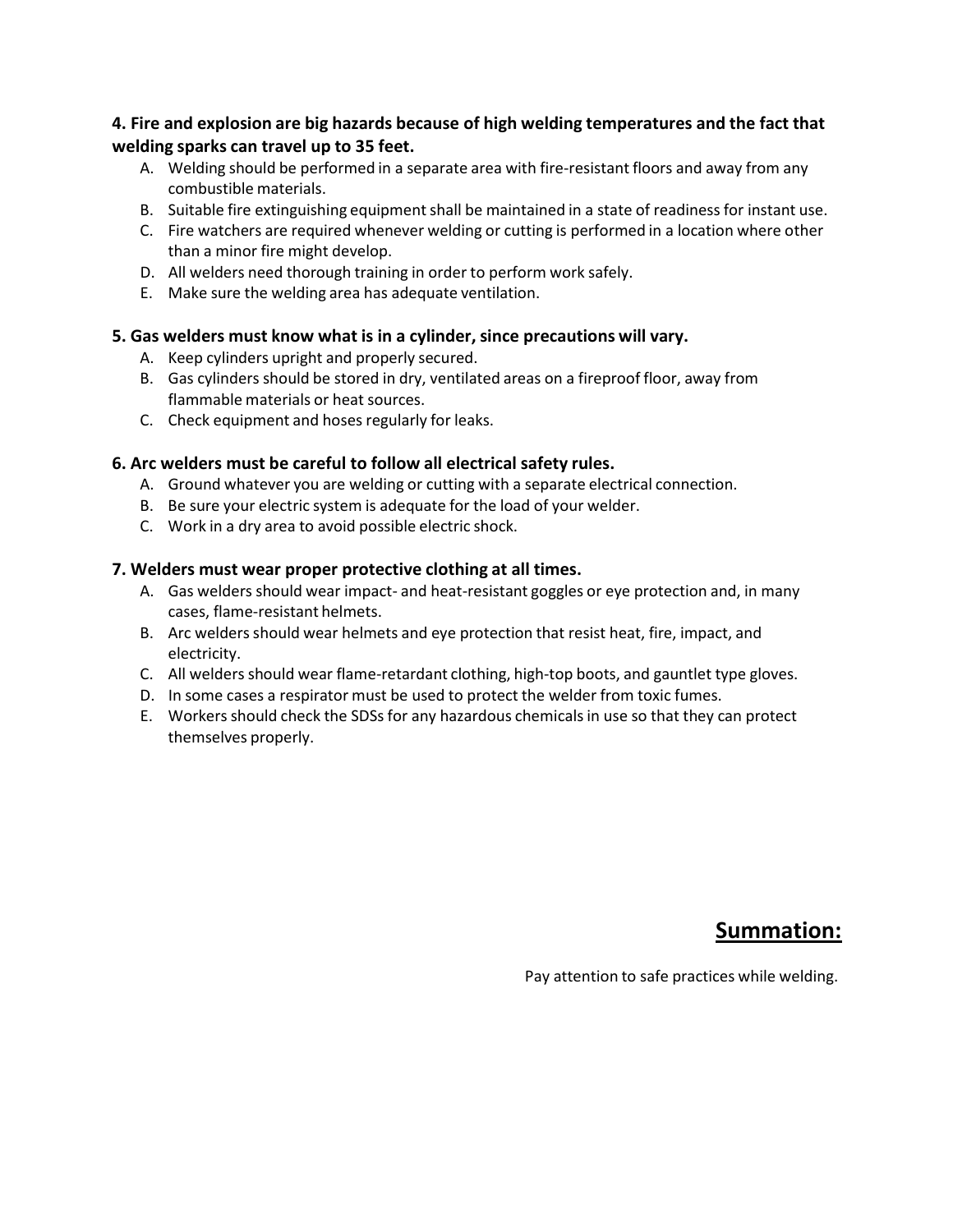**4. Fire and explosion are big hazards because of high welding temperatures and the fact that welding sparks can travel up to 35 feet.**

A. Welding should be performed in a separate area with fire-resistant floors and away from any combustible materials.
B. Suitable fire extinguishing equipment shall be maintained in a state of readiness for instant use.
C. Fire watchers are required whenever welding or cutting is performed in a location where other than a minor fire might develop.
D. All welders need thorough training in order to perform work safely.
E. Make sure the welding area has adequate ventilation.

**5. Gas welders must know what is in a cylinder, since precautions will vary.**

A. Keep cylinders upright and properly secured.
B. Gas cylinders should be stored in dry, ventilated areas on a fireproof floor, away from flammable materials or heat sources.
C. Check equipment and hoses regularly for leaks.

**6. Arc welders must be careful to follow all electrical safety rules.**

A. Ground whatever you are welding or cutting with a separate electrical connection.
B. Be sure your electric system is adequate for the load of your welder.
C. Work in a dry area to avoid possible electric shock.

**7. Welders must wear proper protective clothing at all times.**

A. Gas welders should wear impact- and heat-resistant goggles or eye protection and, in many cases, flame-resistant helmets.
B. Arc welders should wear helmets and eye protection that resist heat, fire, impact, and electricity.
C. All welders should wear flame-retardant clothing, high-top boots, and gauntlet type gloves.
D. In some cases a respirator must be used to protect the welder from toxic fumes.
E. Workers should check the SDSs for any hazardous chemicals in use so that they can protect themselves properly.

## Summation:

Pay attention to safe practices while welding.